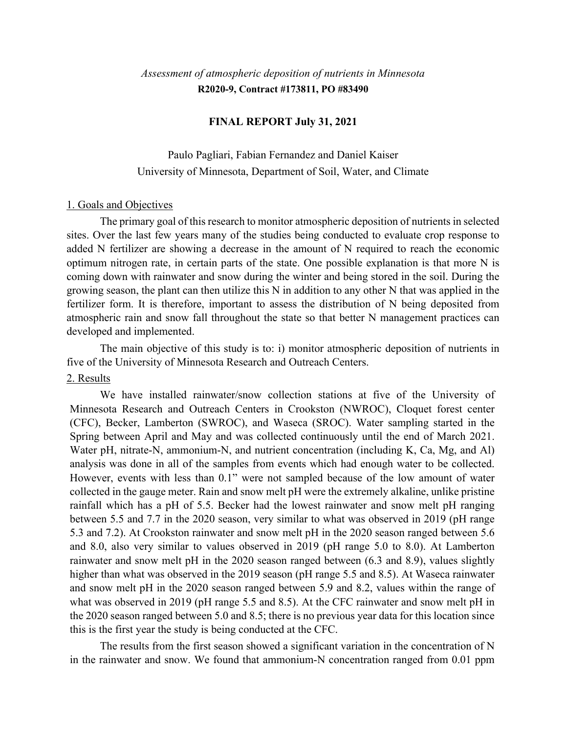*Assessment of atmospheric deposition of nutrients in Minnesota*

**R2020-9, Contract #173811, PO #83490**

**FINAL REPORT July 31, 2021**

Paulo Pagliari, Fabian Fernandez and Daniel Kaiser

University of Minnesota, Department of Soil, Water, and Climate

## 1. Goals and Objectives

The primary goal of this research to monitor atmospheric deposition of nutrients in selected sites. Over the last few years many of the studies being conducted to evaluate crop response to added N fertilizer are showing a decrease in the amount of N required to reach the economic optimum nitrogen rate, in certain parts of the state. One possible explanation is that more N is coming down with rainwater and snow during the winter and being stored in the soil. During the growing season, the plant can then utilize this N in addition to any other N that was applied in the fertilizer form. It is therefore, important to assess the distribution of N being deposited from atmospheric rain and snow fall throughout the state so that better N management practices can developed and implemented.

The main objective of this study is to: i) monitor atmospheric deposition of nutrients in five of the University of Minnesota Research and Outreach Centers.

## 2. Results

We have installed rainwater/snow collection stations at five of the University of Minnesota Research and Outreach Centers in Crookston (NWROC), Cloquet forest center (CFC), Becker, Lamberton (SWROC), and Waseca (SROC). Water sampling started in the Spring between April and May and was collected continuously until the end of March 2021. Water pH, nitrate-N, ammonium-N, and nutrient concentration (including K, Ca, Mg, and Al) analysis was done in all of the samples from events which had enough water to be collected. However, events with less than 0.1" were not sampled because of the low amount of water collected in the gauge meter. Rain and snow melt pH were the extremely alkaline, unlike pristine rainfall which has a pH of 5.5. Becker had the lowest rainwater and snow melt pH ranging between 5.5 and 7.7 in the 2020 season, very similar to what was observed in 2019 (pH range 5.3 and 7.2). At Crookston rainwater and snow melt pH in the 2020 season ranged between 5.6 and 8.0, also very similar to values observed in 2019 (pH range 5.0 to 8.0). At Lamberton rainwater and snow melt pH in the 2020 season ranged between (6.3 and 8.9), values slightly higher than what was observed in the 2019 season (pH range 5.5 and 8.5). At Waseca rainwater and snow melt pH in the 2020 season ranged between 5.9 and 8.2, values within the range of what was observed in 2019 (pH range 5.5 and 8.5). At the CFC rainwater and snow melt pH in the 2020 season ranged between 5.0 and 8.5; there is no previous year data for this location since this is the first year the study is being conducted at the CFC.

The results from the first season showed a significant variation in the concentration of N in the rainwater and snow. We found that ammonium-N concentration ranged from 0.01 ppm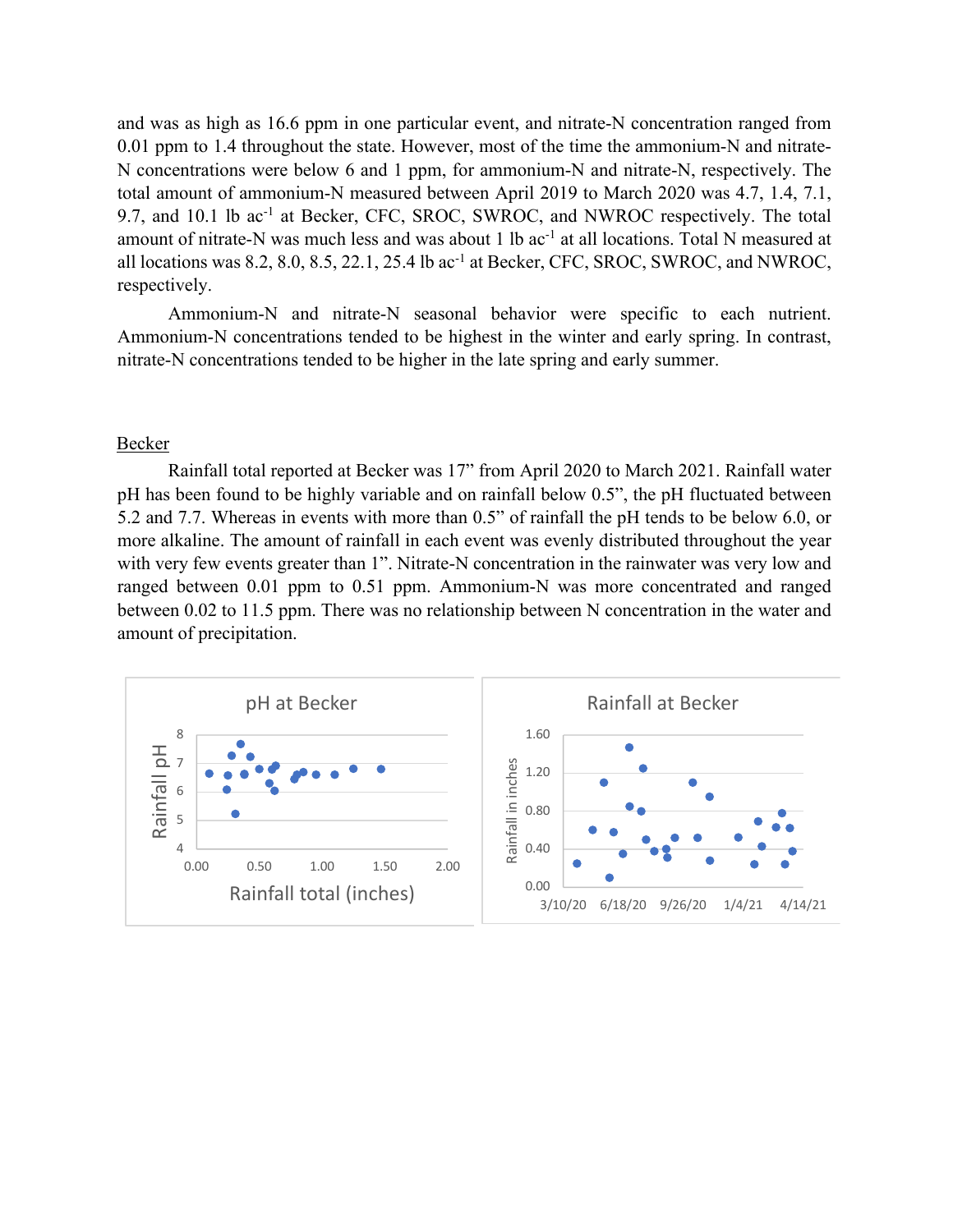and was as high as 16.6 ppm in one particular event, and nitrate-N concentration ranged from 0.01 ppm to 1.4 throughout the state. However, most of the time the ammonium-N and nitrate-N concentrations were below 6 and 1 ppm, for ammonium-N and nitrate-N, respectively. The total amount of ammonium-N measured between April 2019 to March 2020 was 4.7, 1.4, 7.1, 9.7, and 10.1 lb ac$^{-1}$ at Becker, CFC, SROC, SWROC, and NWROC respectively. The total amount of nitrate-N was much less and was about 1 lb ac$^{-1}$ at all locations. Total N measured at all locations was 8.2, 8.0, 8.5, 22.1, 25.4 lb ac$^{-1}$ at Becker, CFC, SROC, SWROC, and NWROC, respectively.

Ammonium-N and nitrate-N seasonal behavior were specific to each nutrient. Ammonium-N concentrations tended to be highest in the winter and early spring. In contrast, nitrate-N concentrations tended to be higher in the late spring and early summer.

<u>Becker</u>

Rainfall total reported at Becker was 17” from April 2020 to March 2021. Rainfall water pH has been found to be highly variable and on rainfall below 0.5”, the pH fluctuated between 5.2 and 7.7. Whereas in events with more than 0.5” of rainfall the pH tends to be below 6.0, or more alkaline. The amount of rainfall in each event was evenly distributed throughout the year with very few events greater than 1”. Nitrate-N concentration in the rainwater was very low and ranged between 0.01 ppm to 0.51 ppm. Ammonium-N was more concentrated and ranged between 0.02 to 11.5 ppm. There was no relationship between N concentration in the water and amount of precipitation.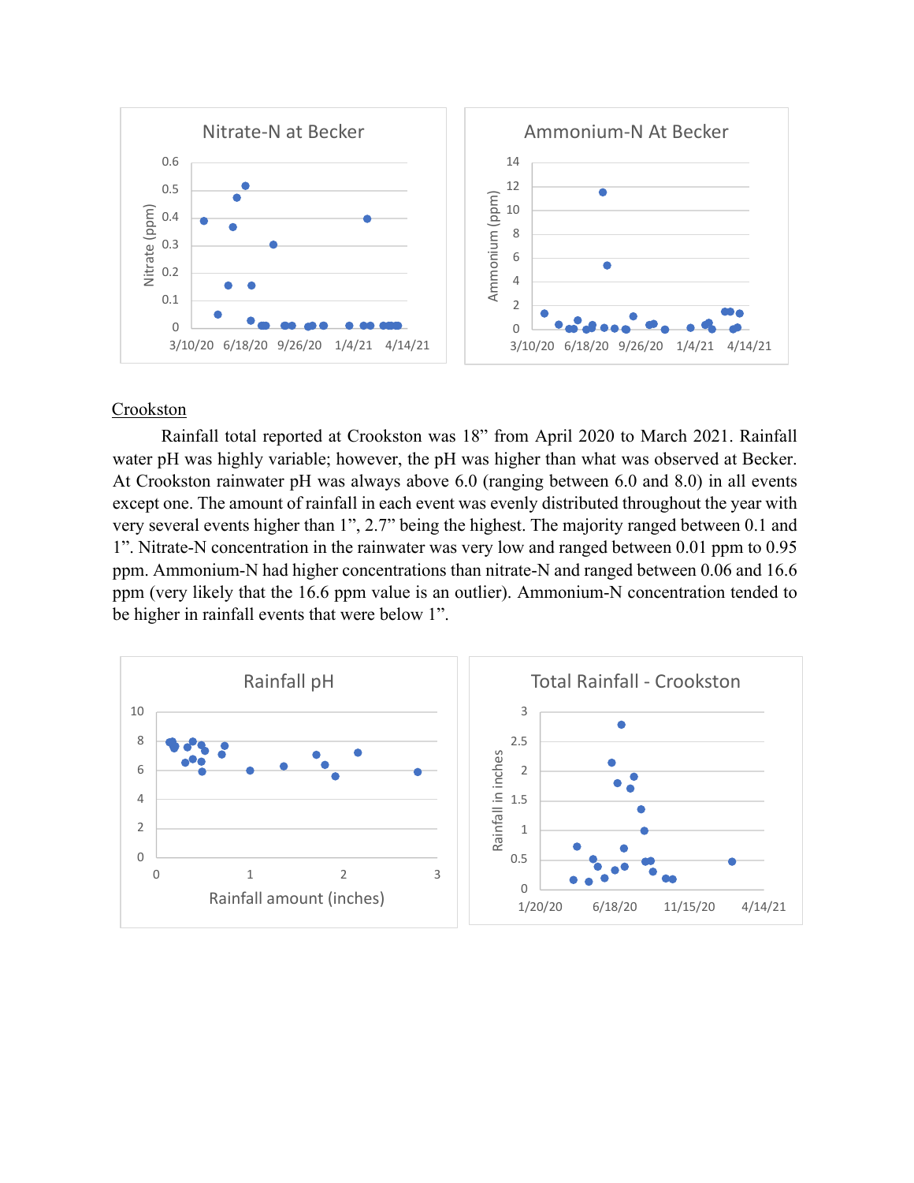Nitrate-N at Becker

Ammonium-N At Becker

Crookston

Rainfall total reported at Crookston was 18" from April 2020 to March 2021. Rainfall water pH was highly variable; however, the pH was higher than what was observed at Becker. At Crookston rainwater pH was always above 6.0 (ranging between 6.0 and 8.0) in all events except one. The amount of rainfall in each event was evenly distributed throughout the year with very several events higher than 1", 2.7" being the highest. The majority ranged between 0.1 and 1". Nitrate-N concentration in the rainwater was very low and ranged between 0.01 ppm to 0.95 ppm. Ammonium-N had higher concentrations than nitrate-N and ranged between 0.06 and 16.6 ppm (very likely that the 16.6 ppm value is an outlier). Ammonium-N concentration tended to be higher in rainfall events that were below 1".

Rainfall pH

Total Rainfall - Crookston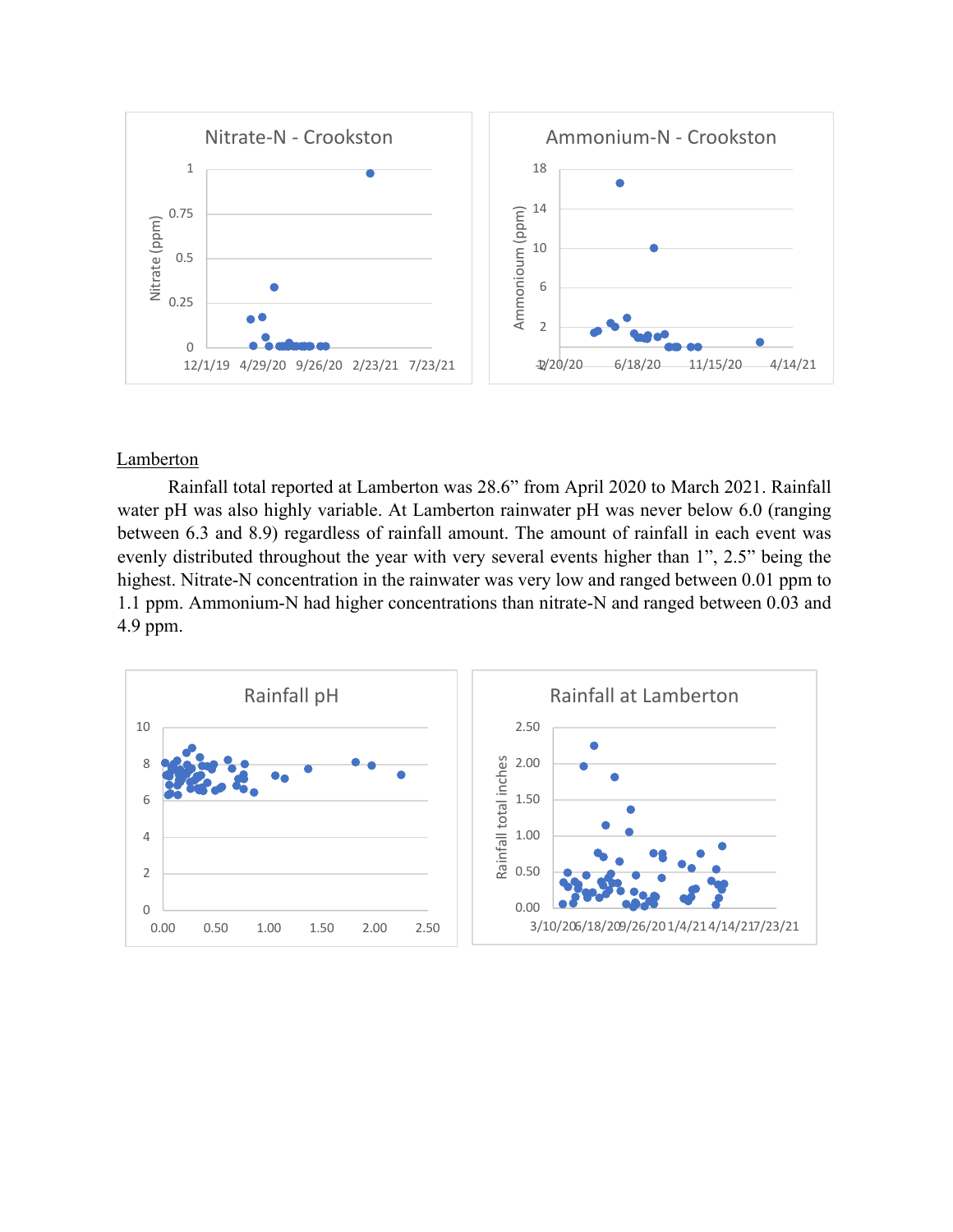Lamberton

Rainfall total reported at Lamberton was 28.6" from April 2020 to March 2021. Rainfall water pH was also highly variable. At Lamberton rainwater pH was never below 6.0 (ranging between 6.3 and 8.9) regardless of rainfall amount. The amount of rainfall in each event was evenly distributed throughout the year with very several events higher than 1", 2.5" being the highest. Nitrate-N concentration in the rainwater was very low and ranged between 0.01 ppm to 1.1 ppm. Ammonium-N had higher concentrations than nitrate-N and ranged between 0.03 and 4.9 ppm.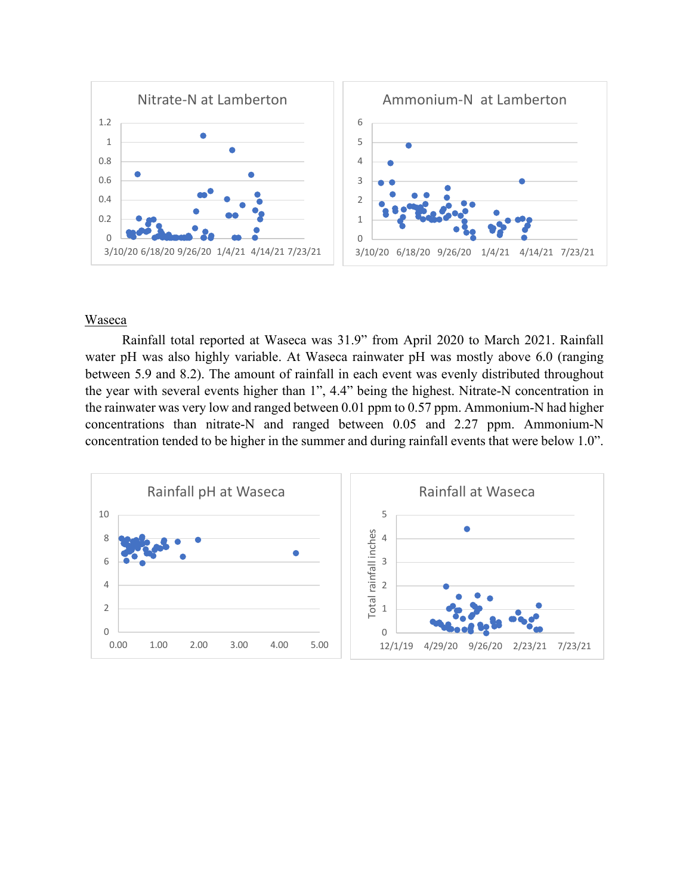Nitrate-N at Lamberton

Ammonium-N at Lamberton

Waseca

Rainfall total reported at Waseca was 31.9" from April 2020 to March 2021. Rainfall water pH was also highly variable. At Waseca rainwater pH was mostly above 6.0 (ranging between 5.9 and 8.2). The amount of rainfall in each event was evenly distributed throughout the year with several events higher than 1", 4.4" being the highest. Nitrate-N concentration in the rainwater was very low and ranged between 0.01 ppm to 0.57 ppm. Ammonium-N had higher concentrations than nitrate-N and ranged between 0.05 and 2.27 ppm. Ammonium-N concentration tended to be higher in the summer and during rainfall events that were below 1.0".

Rainfall pH at Waseca

Rainfall at Waseca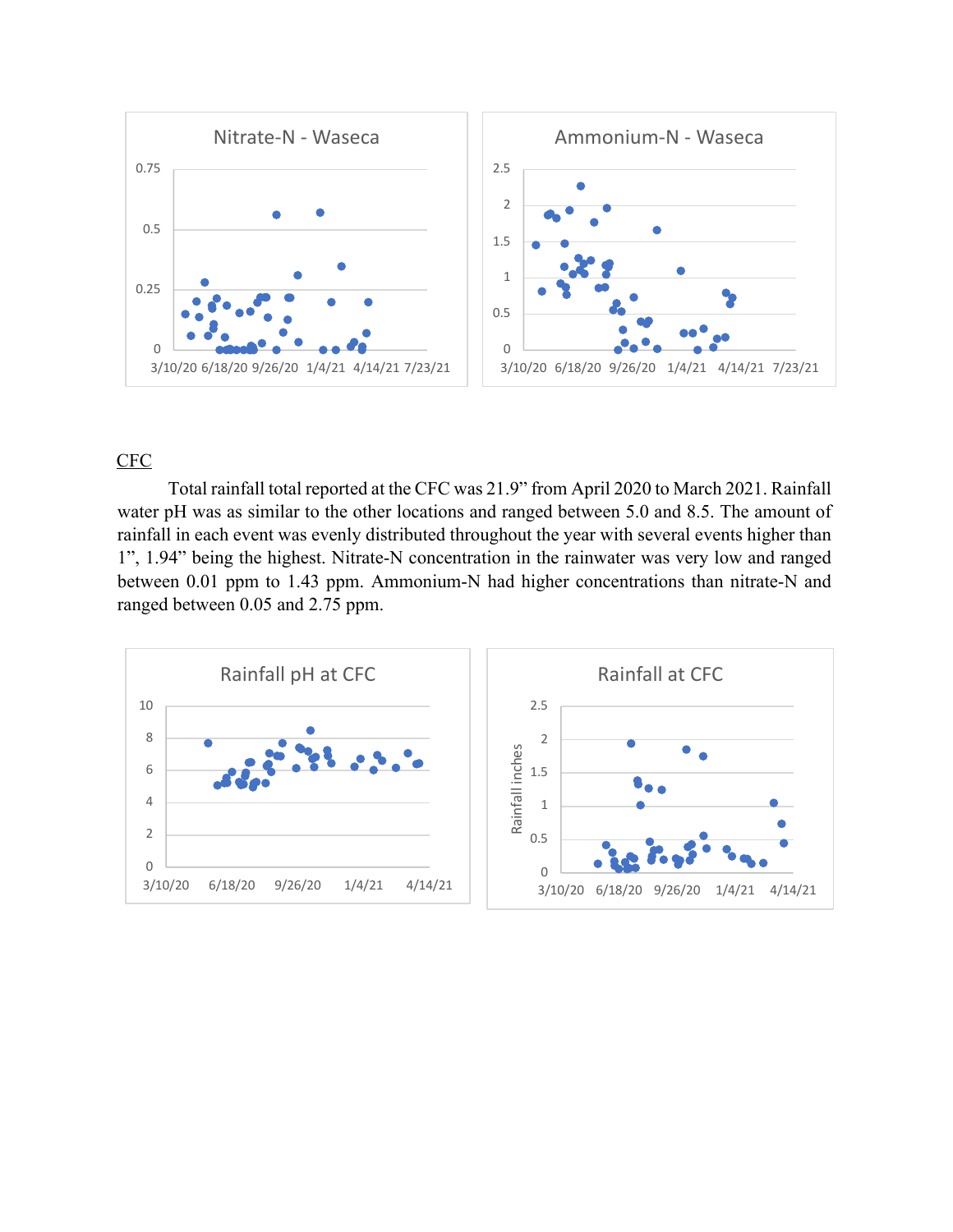Nitrate-N - Waseca

Ammonium-N - Waseca

<u>CFC</u>

Total rainfall total reported at the CFC was 21.9” from April 2020 to March 2021. Rainfall water pH was as similar to the other locations and ranged between 5.0 and 8.5. The amount of rainfall in each event was evenly distributed throughout the year with several events higher than 1”, 1.94” being the highest. Nitrate-N concentration in the rainwater was very low and ranged between 0.01 ppm to 1.43 ppm. Ammonium-N had higher concentrations than nitrate-N and ranged between 0.05 and 2.75 ppm.

Rainfall pH at CFC

Rainfall at CFC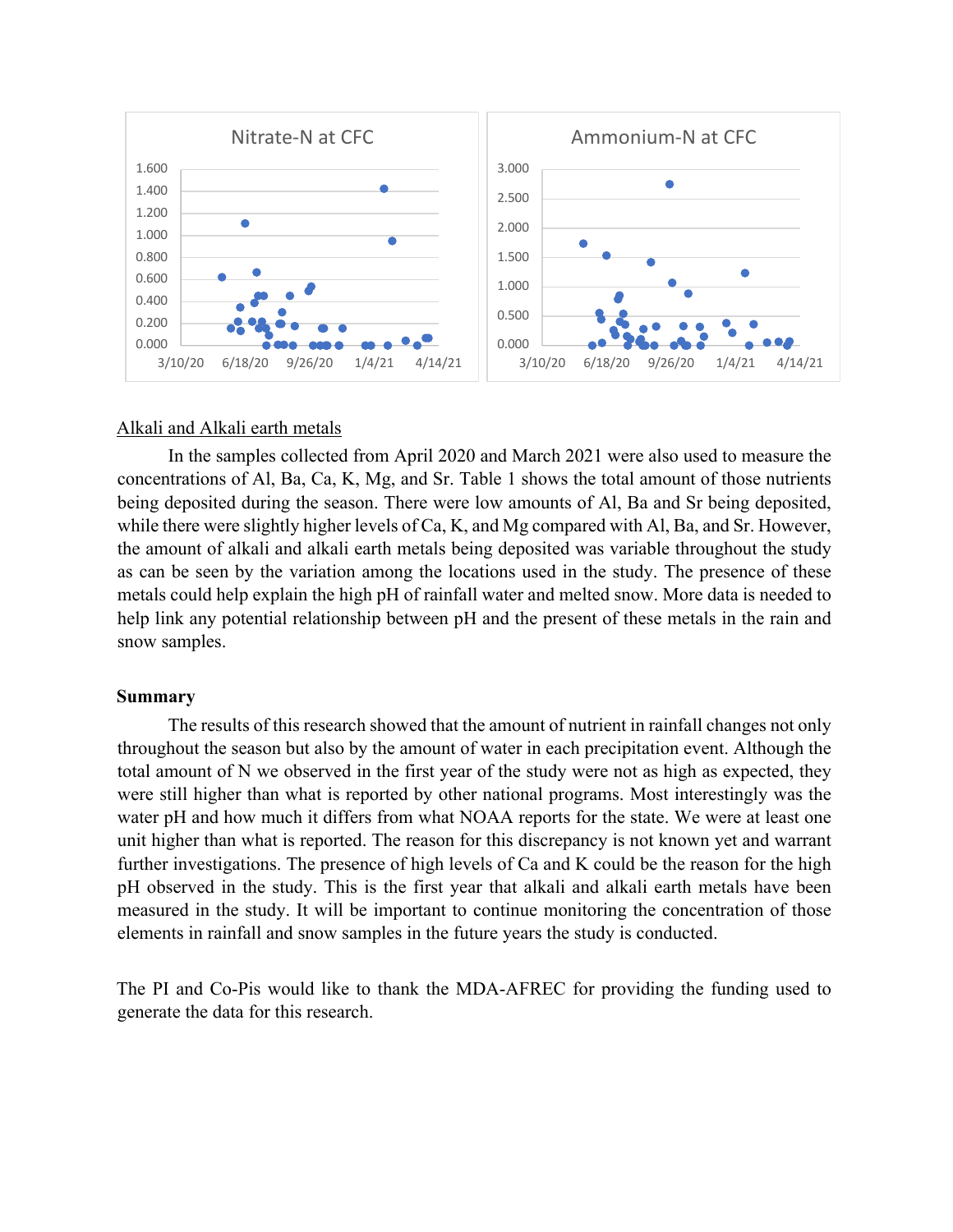Nitrate-N at CFC

Ammonium-N at CFC

Alkali and Alkali earth metals

In the samples collected from April 2020 and March 2021 were also used to measure the concentrations of Al, Ba, Ca, K, Mg, and Sr. Table 1 shows the total amount of those nutrients being deposited during the season. There were low amounts of Al, Ba and Sr being deposited, while there were slightly higher levels of Ca, K, and Mg compared with Al, Ba, and Sr. However, the amount of alkali and alkali earth metals being deposited was variable throughout the study as can be seen by the variation among the locations used in the study. The presence of these metals could help explain the high pH of rainfall water and melted snow. More data is needed to help link any potential relationship between pH and the present of these metals in the rain and snow samples.

**Summary**

The results of this research showed that the amount of nutrient in rainfall changes not only throughout the season but also by the amount of water in each precipitation event. Although the total amount of N we observed in the first year of the study were not as high as expected, they were still higher than what is reported by other national programs. Most interestingly was the water pH and how much it differs from what NOAA reports for the state. We were at least one unit higher than what is reported. The reason for this discrepancy is not known yet and warrant further investigations. The presence of high levels of Ca and K could be the reason for the high pH observed in the study. This is the first year that alkali and alkali earth metals have been measured in the study. It will be important to continue monitoring the concentration of those elements in rainfall and snow samples in the future years the study is conducted.

The PI and Co-Pis would like to thank the MDA-AFREC for providing the funding used to generate the data for this research.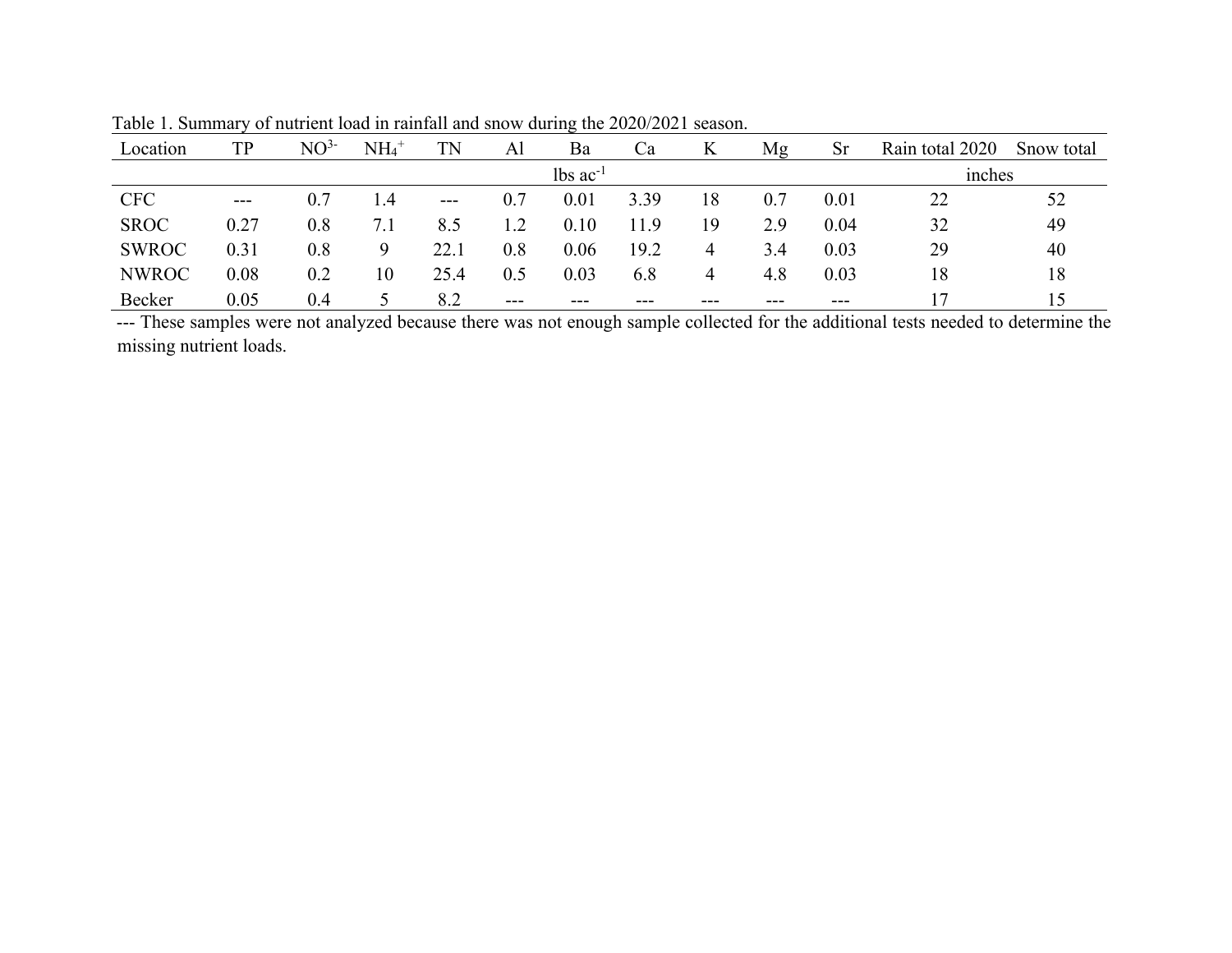Table 1. Summary of nutrient load in rainfall and snow during the 2020/2021 season.

| Location | TP | $NO^{3-}$ | $NH_4^+$ | TN | Al | Ba | Ca | K | Mg | Sr | Rain total 2020 | Snow total |
|---|---|---|---|---|---|---|---|---|---|---|---|---|
| | lbs $ac^{-1}$ | | | | | | | | | | inches | |
| CFC | --- | 0.7 | 1.4 | --- | 0.7 | 0.01 | 3.39 | 18 | 0.7 | 0.01 | 22 | 52 |
| SROC | 0.27 | 0.8 | 7.1 | 8.5 | 1.2 | 0.10 | 11.9 | 19 | 2.9 | 0.04 | 32 | 49 |
| SWROC | 0.31 | 0.8 | 9 | 22.1 | 0.8 | 0.06 | 19.2 | 4 | 3.4 | 0.03 | 29 | 40 |
| NWROC | 0.08 | 0.2 | 10 | 25.4 | 0.5 | 0.03 | 6.8 | 4 | 4.8 | 0.03 | 18 | 18 |
| Becker | 0.05 | 0.4 | 5 | 8.2 | --- | --- | --- | --- | --- | --- | 17 | 15 |

--- These samples were not analyzed because there was not enough sample collected for the additional tests needed to determine the missing nutrient loads.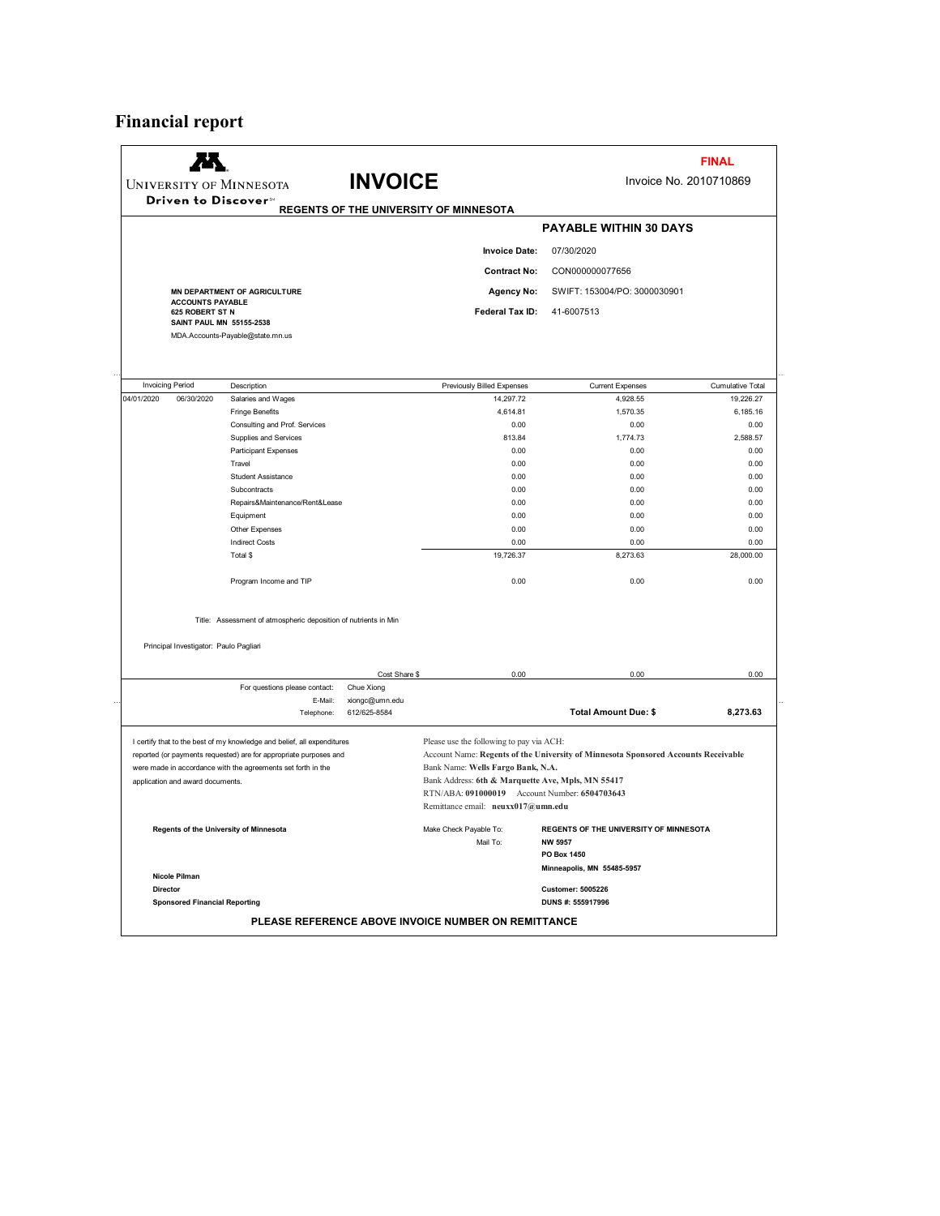# Financial report

**FINAL**

UNIVERSITY OF MINNESOTA
Driven to Discover℠

**INVOICE**

Invoice No. 2010710869

**REGENTS OF THE UNIVERSITY OF MINNESOTA**

**PAYABLE WITHIN 30 DAYS**

**Invoice Date:** 07/30/2020

**Contract No:** CON000000077656

**Agency No:** SWIFT: 153004/PO: 3000030901

**Federal Tax ID:** 41-6007513

**MN DEPARTMENT OF AGRICULTURE**
**ACCOUNTS PAYABLE**
**625 ROBERT ST N**
**SAINT PAUL MN 55155-2538**
MDA.Accounts-Payable@state.mn.us

| Invoicing Period | | Description | Previously Billed Expenses | Current Expenses | Cumulative Total |
|---|---|---|---|---|---|
| 04/01/2020 | 06/30/2020 | Salaries and Wages | 14,297.72 | 4,928.55 | 19,226.27 |
| | | Fringe Benefits | 4,614.81 | 1,570.35 | 6,185.16 |
| | | Consulting and Prof. Services | 0.00 | 0.00 | 0.00 |
| | | Supplies and Services | 813.84 | 1,774.73 | 2,588.57 |
| | | Participant Expenses | 0.00 | 0.00 | 0.00 |
| | | Travel | 0.00 | 0.00 | 0.00 |
| | | Student Assistance | 0.00 | 0.00 | 0.00 |
| | | Subcontracts | 0.00 | 0.00 | 0.00 |
| | | Repairs&Maintenance/Rent&Lease | 0.00 | 0.00 | 0.00 |
| | | Equipment | 0.00 | 0.00 | 0.00 |
| | | Other Expenses | 0.00 | 0.00 | 0.00 |
| | | Indirect Costs | 0.00 | 0.00 | 0.00 |
| | | Total $ | 19,726.37 | 8,273.63 | 28,000.00 |
| | | Program Income and TIP | 0.00 | 0.00 | 0.00 |

Title: Assessment of atmospheric deposition of nutrients in Min

Principal Investigator: Paulo Pagliari

| | Previously Billed Expenses | Current Expenses | Cumulative Total |
|---|---|---|---|
| Cost Share $ | 0.00 | 0.00 | 0.00 |

For questions please contact: Chue Xiong
E-Mail: xiongc@umn.edu
Telephone: 612/625-8584

**Total Amount Due: $** **8,273.63**

I certify that to the best of my knowledge and belief, all expenditures reported (or payments requested) are for appropriate purposes and were made in accordance with the agreements set forth in the application and award documents.

Please use the following to pay via ACH:
Account Name: **Regents of the University of Minnesota Sponsored Accounts Receivable**
Bank Name: **Wells Fargo Bank, N.A.**
Bank Address: **6th & Marquette Ave, Mpls, MN 55417**
RTN/ABA: **091000019** Account Number: **6504703643**
Remittance email: **neuxx017@umn.edu**

**Regents of the University of Minnesota**

Make Check Payable To: **REGENTS OF THE UNIVERSITY OF MINNESOTA**
Mail To: **NW 5957**
**PO Box 1450**
**Minneapolis, MN 55485-5957**

**Nicole Pilman**
**Director**
**Sponsored Financial Reporting**

**Customer: 5005226**
**DUNS #: 555917996**

**PLEASE REFERENCE ABOVE INVOICE NUMBER ON REMITTANCE**